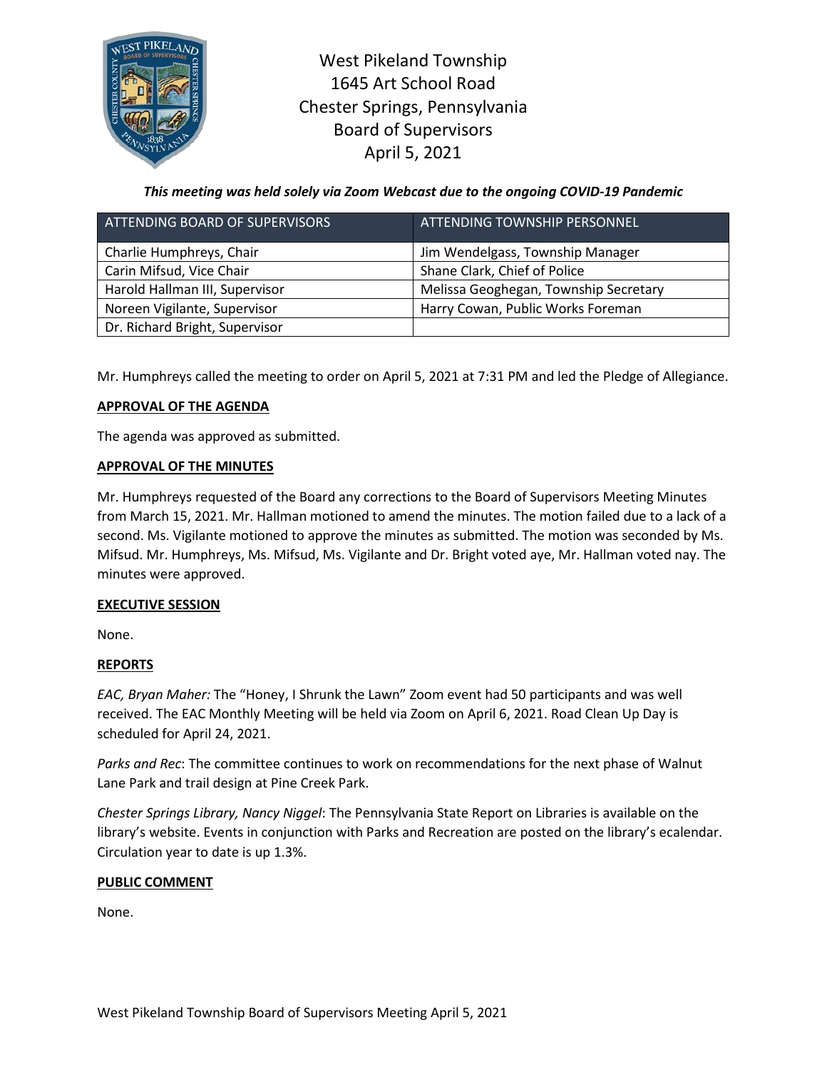# West Pikeland Township
## 1645 Art School Road
## Chester Springs, Pennsylvania
## Board of Supervisors
## April 5, 2021

***This meeting was held solely via Zoom Webcast due to the ongoing COVID-19 Pandemic***

| ATTENDING BOARD OF SUPERVISORS | ATTENDING TOWNSHIP PERSONNEL |
|---|---|
| Charlie Humphreys, Chair | Jim Wendelgass, Township Manager |
| Carin Mifsud, Vice Chair | Shane Clark, Chief of Police |
| Harold Hallman III, Supervisor | Melissa Geoghegan, Township Secretary |
| Noreen Vigilante, Supervisor | Harry Cowan, Public Works Foreman |
| Dr. Richard Bright, Supervisor | |

Mr. Humphreys called the meeting to order on April 5, 2021 at 7:31 PM and led the Pledge of Allegiance.

**APPROVAL OF THE AGENDA**

The agenda was approved as submitted.

**APPROVAL OF THE MINUTES**

Mr. Humphreys requested of the Board any corrections to the Board of Supervisors Meeting Minutes from March 15, 2021. Mr. Hallman motioned to amend the minutes. The motion failed due to a lack of a second. Ms. Vigilante motioned to approve the minutes as submitted. The motion was seconded by Ms. Mifsud. Mr. Humphreys, Ms. Mifsud, Ms. Vigilante and Dr. Bright voted aye, Mr. Hallman voted nay. The minutes were approved.

**EXECUTIVE SESSION**

None.

**REPORTS**

*EAC, Bryan Maher:* The "Honey, I Shrunk the Lawn" Zoom event had 50 participants and was well received. The EAC Monthly Meeting will be held via Zoom on April 6, 2021. Road Clean Up Day is scheduled for April 24, 2021.

*Parks and Rec*: The committee continues to work on recommendations for the next phase of Walnut Lane Park and trail design at Pine Creek Park.

*Chester Springs Library, Nancy Niggel*: The Pennsylvania State Report on Libraries is available on the library's website. Events in conjunction with Parks and Recreation are posted on the library's ecalendar. Circulation year to date is up 1.3%.

**PUBLIC COMMENT**

None.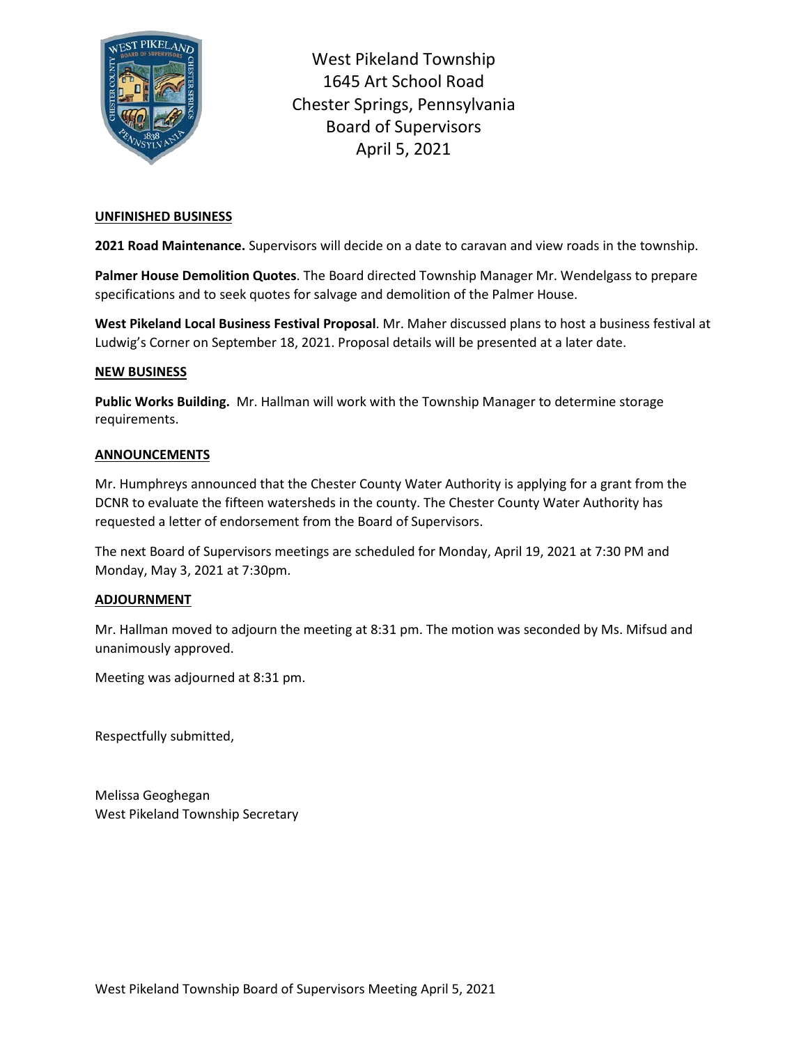West Pikeland Township
1645 Art School Road
Chester Springs, Pennsylvania
Board of Supervisors
April 5, 2021

**UNFINISHED BUSINESS**

**2021 Road Maintenance.** Supervisors will decide on a date to caravan and view roads in the township.

**Palmer House Demolition Quotes**. The Board directed Township Manager Mr. Wendelgass to prepare specifications and to seek quotes for salvage and demolition of the Palmer House.

**West Pikeland Local Business Festival Proposal**. Mr. Maher discussed plans to host a business festival at Ludwig's Corner on September 18, 2021. Proposal details will be presented at a later date.

**NEW BUSINESS**

**Public Works Building.** Mr. Hallman will work with the Township Manager to determine storage requirements.

**ANNOUNCEMENTS**

Mr. Humphreys announced that the Chester County Water Authority is applying for a grant from the DCNR to evaluate the fifteen watersheds in the county. The Chester County Water Authority has requested a letter of endorsement from the Board of Supervisors.

The next Board of Supervisors meetings are scheduled for Monday, April 19, 2021 at 7:30 PM and Monday, May 3, 2021 at 7:30pm.

**ADJOURNMENT**

Mr. Hallman moved to adjourn the meeting at 8:31 pm. The motion was seconded by Ms. Mifsud and unanimously approved.

Meeting was adjourned at 8:31 pm.

Respectfully submitted,

Melissa Geoghegan
West Pikeland Township Secretary